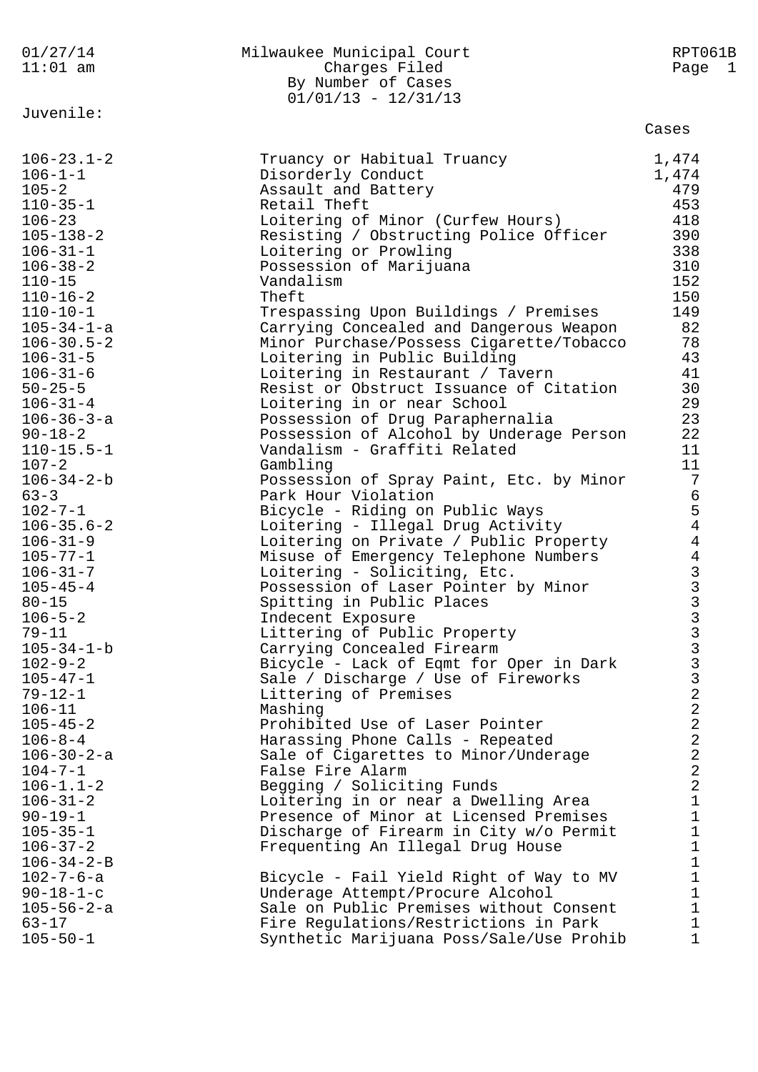01/27/14
11:01 am

# Milwaukee Municipal Court
## Charges Filed
### By Number of Cases
### 01/01/13 - 12/31/13

RPT061B

Juvenile:

| Code | Description | Cases |
|---|---|---|
| 106-23.1-2 | Truancy or Habitual Truancy | 1,474 |
| 106-1-1 | Disorderly Conduct | 1,474 |
| 105-2 | Assault and Battery | 479 |
| 110-35-1 | Retail Theft | 453 |
| 106-23 | Loitering of Minor (Curfew Hours) | 418 |
| 105-138-2 | Resisting / Obstructing Police Officer | 390 |
| 106-31-1 | Loitering or Prowling | 338 |
| 106-38-2 | Possession of Marijuana | 310 |
| 110-15 | Vandalism | 152 |
| 110-16-2 | Theft | 150 |
| 110-10-1 | Trespassing Upon Buildings / Premises | 149 |
| 105-34-1-a | Carrying Concealed and Dangerous Weapon | 82 |
| 106-30.5-2 | Minor Purchase/Possess Cigarette/Tobacco | 78 |
| 106-31-5 | Loitering in Public Building | 43 |
| 106-31-6 | Loitering in Restaurant / Tavern | 41 |
| 50-25-5 | Resist or Obstruct Issuance of Citation | 30 |
| 106-31-4 | Loitering in or near School | 29 |
| 106-36-3-a | Possession of Drug Paraphernalia | 23 |
| 90-18-2 | Possession of Alcohol by Underage Person | 22 |
| 110-15.5-1 | Vandalism - Graffiti Related | 11 |
| 107-2 | Gambling | 11 |
| 106-34-2-b | Possession of Spray Paint, Etc. by Minor | 7 |
| 63-3 | Park Hour Violation | 6 |
| 102-7-1 | Bicycle - Riding on Public Ways | 5 |
| 106-35.6-2 | Loitering - Illegal Drug Activity | 4 |
| 106-31-9 | Loitering on Private / Public Property | 4 |
| 105-77-1 | Misuse of Emergency Telephone Numbers | 4 |
| 106-31-7 | Loitering - Soliciting, Etc. | 3 |
| 105-45-4 | Possession of Laser Pointer by Minor | 3 |
| 80-15 | Spitting in Public Places | 3 |
| 106-5-2 | Indecent Exposure | 3 |
| 79-11 | Littering of Public Property | 3 |
| 105-34-1-b | Carrying Concealed Firearm | 3 |
| 102-9-2 | Bicycle - Lack of Eqmt for Oper in Dark | 3 |
| 105-47-1 | Sale / Discharge / Use of Fireworks | 3 |
| 79-12-1 | Littering of Premises | 2 |
| 106-11 | Mashing | 2 |
| 105-45-2 | Prohibited Use of Laser Pointer | 2 |
| 106-8-4 | Harassing Phone Calls - Repeated | 2 |
| 106-30-2-a | Sale of Cigarettes to Minor/Underage | 2 |
| 104-7-1 | False Fire Alarm | 2 |
| 106-1.1-2 | Begging / Soliciting Funds | 2 |
| 106-31-2 | Loitering in or near a Dwelling Area | 1 |
| 90-19-1 | Presence of Minor at Licensed Premises | 1 |
| 105-35-1 | Discharge of Firearm in City w/o Permit | 1 |
| 106-37-2 | Frequenting An Illegal Drug House | 1 |
| 106-34-2-B | | 1 |
| 102-7-6-a | Bicycle - Fail Yield Right of Way to MV | 1 |
| 90-18-1-c | Underage Attempt/Procure Alcohol | 1 |
| 105-56-2-a | Sale on Public Premises without Consent | 1 |
| 63-17 | Fire Regulations/Restrictions in Park | 1 |
| 105-50-1 | Synthetic Marijuana Poss/Sale/Use Prohib | 1 |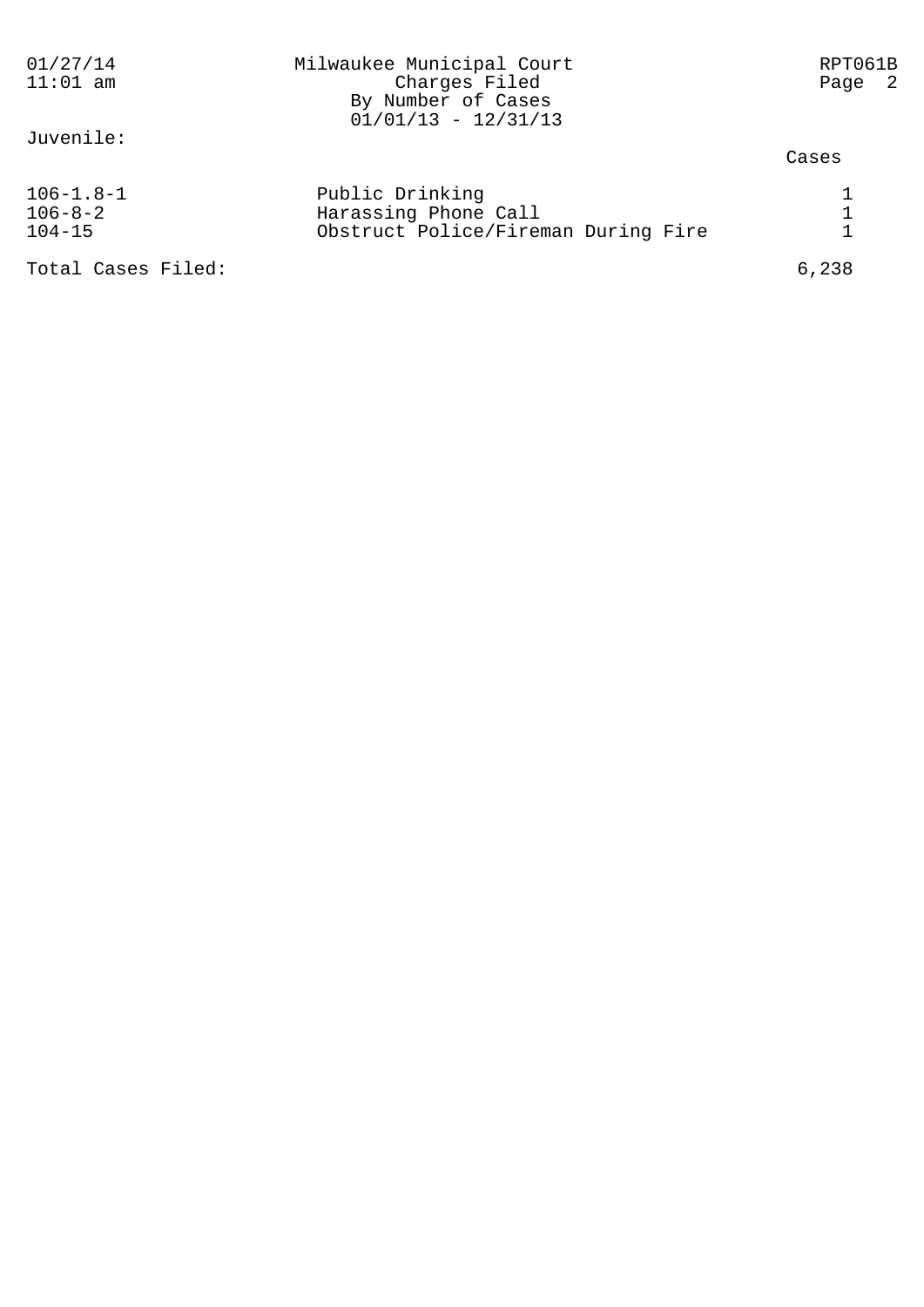Milwaukee Municipal Court
Charges Filed
By Number of Cases
01/01/13 - 12/31/13

Juvenile:

| Code | Charge | Cases |
| --- | --- | --- |
| 106-1.8-1 | Public Drinking | 1 |
| 106-8-2 | Harassing Phone Call | 1 |
| 104-15 | Obstruct Police/Fireman During Fire | 1 |

Total Cases Filed: 6,238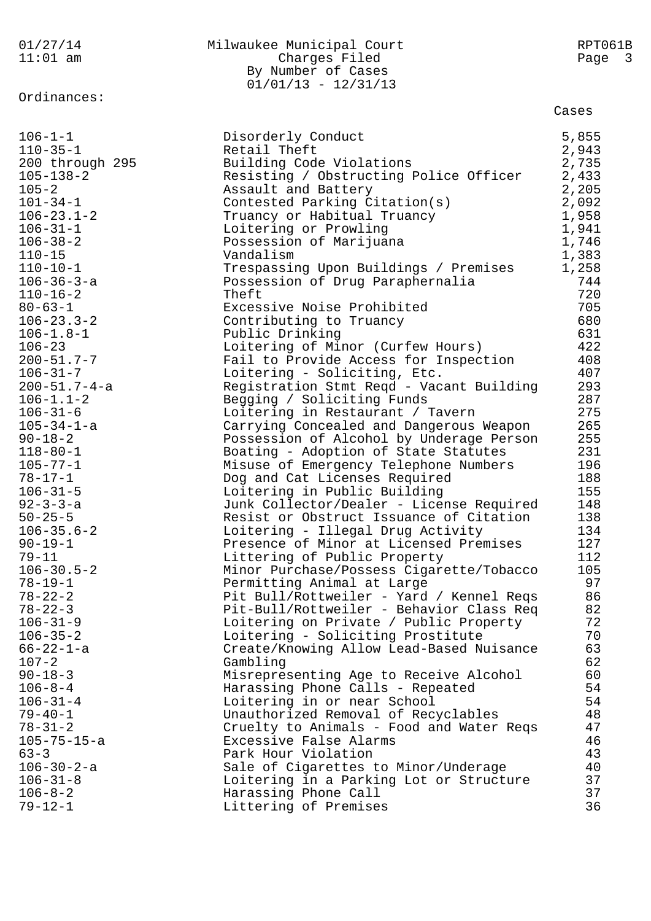Ordinances:

| | | Cases |
|---|---|---|
| 106-1-1 | Disorderly Conduct | 5,855 |
| 110-35-1 | Retail Theft | 2,943 |
| 200 through 295 | Building Code Violations | 2,735 |
| 105-138-2 | Resisting / Obstructing Police Officer | 2,433 |
| 105-2 | Assault and Battery | 2,205 |
| 101-34-1 | Contested Parking Citation(s) | 2,092 |
| 106-23.1-2 | Truancy or Habitual Truancy | 1,958 |
| 106-31-1 | Loitering or Prowling | 1,941 |
| 106-38-2 | Possession of Marijuana | 1,746 |
| 110-15 | Vandalism | 1,383 |
| 110-10-1 | Trespassing Upon Buildings / Premises | 1,258 |
| 106-36-3-a | Possession of Drug Paraphernalia | 744 |
| 110-16-2 | Theft | 720 |
| 80-63-1 | Excessive Noise Prohibited | 705 |
| 106-23.3-2 | Contributing to Truancy | 680 |
| 106-1.8-1 | Public Drinking | 631 |
| 106-23 | Loitering of Minor (Curfew Hours) | 422 |
| 200-51.7-7 | Fail to Provide Access for Inspection | 408 |
| 106-31-7 | Loitering - Soliciting, Etc. | 407 |
| 200-51.7-4-a | Registration Stmt Reqd - Vacant Building | 293 |
| 106-1.1-2 | Begging / Soliciting Funds | 287 |
| 106-31-6 | Loitering in Restaurant / Tavern | 275 |
| 105-34-1-a | Carrying Concealed and Dangerous Weapon | 265 |
| 90-18-2 | Possession of Alcohol by Underage Person | 255 |
| 118-80-1 | Boating - Adoption of State Statutes | 231 |
| 105-77-1 | Misuse of Emergency Telephone Numbers | 196 |
| 78-17-1 | Dog and Cat Licenses Required | 188 |
| 106-31-5 | Loitering in Public Building | 155 |
| 92-3-3-a | Junk Collector/Dealer - License Required | 148 |
| 50-25-5 | Resist or Obstruct Issuance of Citation | 138 |
| 106-35.6-2 | Loitering - Illegal Drug Activity | 134 |
| 90-19-1 | Presence of Minor at Licensed Premises | 127 |
| 79-11 | Littering of Public Property | 112 |
| 106-30.5-2 | Minor Purchase/Possess Cigarette/Tobacco | 105 |
| 78-19-1 | Permitting Animal at Large | 97 |
| 78-22-2 | Pit Bull/Rottweiler - Yard / Kennel Reqs | 86 |
| 78-22-3 | Pit-Bull/Rottweiler - Behavior Class Req | 82 |
| 106-31-9 | Loitering on Private / Public Property | 72 |
| 106-35-2 | Loitering - Soliciting Prostitute | 70 |
| 66-22-1-a | Create/Knowing Allow Lead-Based Nuisance | 63 |
| 107-2 | Gambling | 62 |
| 90-18-3 | Misrepresenting Age to Receive Alcohol | 60 |
| 106-8-4 | Harassing Phone Calls - Repeated | 54 |
| 106-31-4 | Loitering in or near School | 54 |
| 79-40-1 | Unauthorized Removal of Recyclables | 48 |
| 78-31-2 | Cruelty to Animals - Food and Water Reqs | 47 |
| 105-75-15-a | Excessive False Alarms | 46 |
| 63-3 | Park Hour Violation | 43 |
| 106-30-2-a | Sale of Cigarettes to Minor/Underage | 40 |
| 106-31-8 | Loitering in a Parking Lot or Structure | 37 |
| 106-8-2 | Harassing Phone Call | 37 |
| 79-12-1 | Littering of Premises | 36 |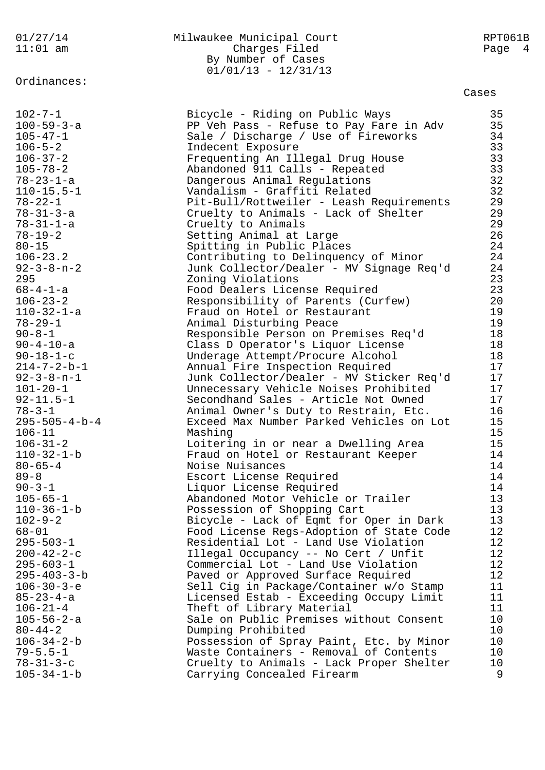Milwaukee Municipal Court
Charges Filed
By Number of Cases
01/01/13 - 12/31/13

Ordinances:

| Ordinance | Description | Cases |
|---|---|---|
| 102-7-1 | Bicycle - Riding on Public Ways | 35 |
| 100-59-3-a | PP Veh Pass - Refuse to Pay Fare in Adv | 35 |
| 105-47-1 | Sale / Discharge / Use of Fireworks | 34 |
| 106-5-2 | Indecent Exposure | 33 |
| 106-37-2 | Frequenting An Illegal Drug House | 33 |
| 105-78-2 | Abandoned 911 Calls - Repeated | 33 |
| 78-23-1-a | Dangerous Animal Regulations | 32 |
| 110-15.5-1 | Vandalism - Graffiti Related | 32 |
| 78-22-1 | Pit-Bull/Rottweiler - Leash Requirements | 29 |
| 78-31-3-a | Cruelty to Animals - Lack of Shelter | 29 |
| 78-31-1-a | Cruelty to Animals | 29 |
| 78-19-2 | Setting Animal at Large | 26 |
| 80-15 | Spitting in Public Places | 24 |
| 106-23.2 | Contributing to Delinquency of Minor | 24 |
| 92-3-8-n-2 | Junk Collector/Dealer - MV Signage Req'd | 24 |
| 295 | Zoning Violations | 23 |
| 68-4-1-a | Food Dealers License Required | 23 |
| 106-23-2 | Responsibility of Parents (Curfew) | 20 |
| 110-32-1-a | Fraud on Hotel or Restaurant | 19 |
| 78-29-1 | Animal Disturbing Peace | 19 |
| 90-8-1 | Responsible Person on Premises Req'd | 18 |
| 90-4-10-a | Class D Operator's Liquor License | 18 |
| 90-18-1-c | Underage Attempt/Procure Alcohol | 18 |
| 214-7-2-b-1 | Annual Fire Inspection Required | 17 |
| 92-3-8-n-1 | Junk Collector/Dealer - MV Sticker Req'd | 17 |
| 101-20-1 | Unnecessary Vehicle Noises Prohibited | 17 |
| 92-11.5-1 | Secondhand Sales - Article Not Owned | 17 |
| 78-3-1 | Animal Owner's Duty to Restrain, Etc. | 16 |
| 295-505-4-b-4 | Exceed Max Number Parked Vehicles on Lot | 15 |
| 106-11 | Mashing | 15 |
| 106-31-2 | Loitering in or near a Dwelling Area | 15 |
| 110-32-1-b | Fraud on Hotel or Restaurant Keeper | 14 |
| 80-65-4 | Noise Nuisances | 14 |
| 89-8 | Escort License Required | 14 |
| 90-3-1 | Liquor License Required | 14 |
| 105-65-1 | Abandoned Motor Vehicle or Trailer | 13 |
| 110-36-1-b | Possession of Shopping Cart | 13 |
| 102-9-2 | Bicycle - Lack of Eqmt for Oper in Dark | 13 |
| 68-01 | Food License Regs-Adoption of State Code | 12 |
| 295-503-1 | Residential Lot - Land Use Violation | 12 |
| 200-42-2-c | Illegal Occupancy -- No Cert / Unfit | 12 |
| 295-603-1 | Commercial Lot - Land Use Violation | 12 |
| 295-403-3-b | Paved or Approved Surface Required | 12 |
| 106-30-3-e | Sell Cig in Package/Container w/o Stamp | 11 |
| 85-23-4-a | Licensed Estab - Exceeding Occupy Limit | 11 |
| 106-21-4 | Theft of Library Material | 11 |
| 105-56-2-a | Sale on Public Premises without Consent | 10 |
| 80-44-2 | Dumping Prohibited | 10 |
| 106-34-2-b | Possession of Spray Paint, Etc. by Minor | 10 |
| 79-5.5-1 | Waste Containers - Removal of Contents | 10 |
| 78-31-3-c | Cruelty to Animals - Lack Proper Shelter | 10 |
| 105-34-1-b | Carrying Concealed Firearm | 9 |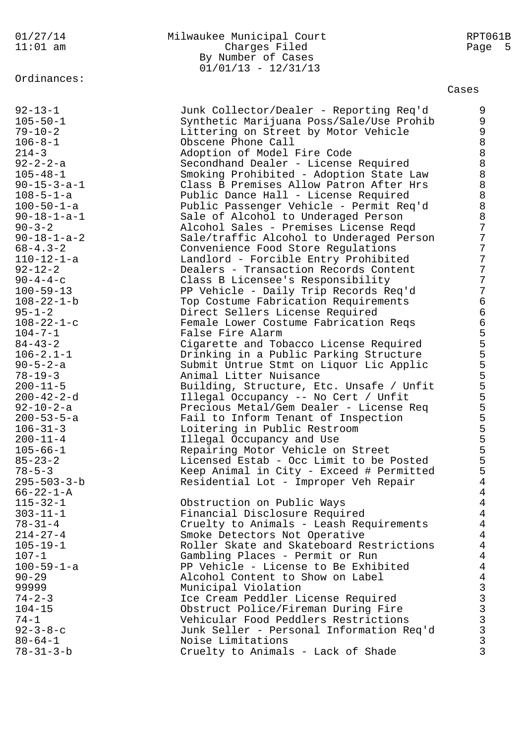Milwaukee Municipal Court
Charges Filed
By Number of Cases
01/01/13 - 12/31/13

Ordinances:

| Ordinance | Description | Cases |
|---|---|---|
| 92-13-1 | Junk Collector/Dealer - Reporting Req'd | 9 |
| 105-50-1 | Synthetic Marijuana Poss/Sale/Use Prohib | 9 |
| 79-10-2 | Littering on Street by Motor Vehicle | 9 |
| 106-8-1 | Obscene Phone Call | 8 |
| 214-3 | Adoption of Model Fire Code | 8 |
| 92-2-2-a | Secondhand Dealer - License Required | 8 |
| 105-48-1 | Smoking Prohibited - Adoption State Law | 8 |
| 90-15-3-a-1 | Class B Premises Allow Patron After Hrs | 8 |
| 108-5-1-a | Public Dance Hall - License Required | 8 |
| 100-50-1-a | Public Passenger Vehicle - Permit Req'd | 8 |
| 90-18-1-a-1 | Sale of Alcohol to Underaged Person | 8 |
| 90-3-2 | Alcohol Sales - Premises License Reqd | 7 |
| 90-18-1-a-2 | Sale/traffic Alcohol to Underaged Person | 7 |
| 68-4.3-2 | Convenience Food Store Regulations | 7 |
| 110-12-1-a | Landlord - Forcible Entry Prohibited | 7 |
| 92-12-2 | Dealers - Transaction Records Content | 7 |
| 90-4-4-c | Class B Licensee's Responsibility | 7 |
| 100-59-13 | PP Vehicle - Daily Trip Records Req'd | 7 |
| 108-22-1-b | Top Costume Fabrication Requirements | 6 |
| 95-1-2 | Direct Sellers License Required | 6 |
| 108-22-1-c | Female Lower Costume Fabrication Reqs | 6 |
| 104-7-1 | False Fire Alarm | 5 |
| 84-43-2 | Cigarette and Tobacco License Required | 5 |
| 106-2.1-1 | Drinking in a Public Parking Structure | 5 |
| 90-5-2-a | Submit Untrue Stmt on Liquor Lic Applic | 5 |
| 78-19-3 | Animal Litter Nuisance | 5 |
| 200-11-5 | Building, Structure, Etc. Unsafe / Unfit | 5 |
| 200-42-2-d | Illegal Occupancy -- No Cert / Unfit | 5 |
| 92-10-2-a | Precious Metal/Gem Dealer - License Req | 5 |
| 200-53-5-a | Fail to Inform Tenant of Inspection | 5 |
| 106-31-3 | Loitering in Public Restroom | 5 |
| 200-11-4 | Illegal Occupancy and Use | 5 |
| 105-66-1 | Repairing Motor Vehicle on Street | 5 |
| 85-23-2 | Licensed Estab - Occ Limit to be Posted | 5 |
| 78-5-3 | Keep Animal in City - Exceed # Permitted | 5 |
| 295-503-3-b | Residential Lot - Improper Veh Repair | 4 |
| 66-22-1-A | | 4 |
| 115-32-1 | Obstruction on Public Ways | 4 |
| 303-11-1 | Financial Disclosure Required | 4 |
| 78-31-4 | Cruelty to Animals - Leash Requirements | 4 |
| 214-27-4 | Smoke Detectors Not Operative | 4 |
| 105-19-1 | Roller Skate and Skateboard Restrictions | 4 |
| 107-1 | Gambling Places - Permit or Run | 4 |
| 100-59-1-a | PP Vehicle - License to Be Exhibited | 4 |
| 90-29 | Alcohol Content to Show on Label | 4 |
| 99999 | Municipal Violation | 3 |
| 74-2-3 | Ice Cream Peddler License Required | 3 |
| 104-15 | Obstruct Police/Fireman During Fire | 3 |
| 74-1 | Vehicular Food Peddlers Restrictions | 3 |
| 92-3-8-c | Junk Seller - Personal Information Req'd | 3 |
| 80-64-1 | Noise Limitations | 3 |
| 78-31-3-b | Cruelty to Animals - Lack of Shade | 3 |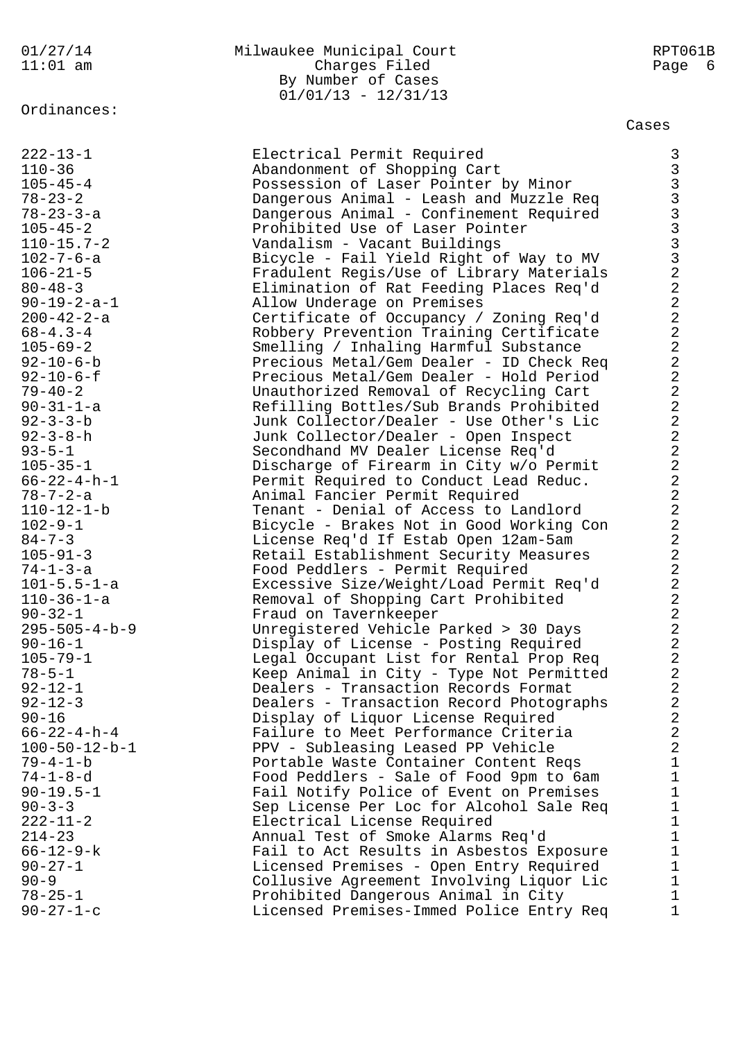Milwaukee Municipal Court
Charges Filed
By Number of Cases
01/01/13 - 12/31/13

Ordinances:

| Ordinance | Description | Cases |
|---|---|---|
| 222-13-1 | Electrical Permit Required | 3 |
| 110-36 | Abandonment of Shopping Cart | 3 |
| 105-45-4 | Possession of Laser Pointer by Minor | 3 |
| 78-23-2 | Dangerous Animal - Leash and Muzzle Req | 3 |
| 78-23-3-a | Dangerous Animal - Confinement Required | 3 |
| 105-45-2 | Prohibited Use of Laser Pointer | 3 |
| 110-15.7-2 | Vandalism - Vacant Buildings | 3 |
| 102-7-6-a | Bicycle - Fail Yield Right of Way to MV | 3 |
| 106-21-5 | Fradulent Regis/Use of Library Materials | 2 |
| 80-48-3 | Elimination of Rat Feeding Places Req'd | 2 |
| 90-19-2-a-1 | Allow Underage on Premises | 2 |
| 200-42-2-a | Certificate of Occupancy / Zoning Req'd | 2 |
| 68-4.3-4 | Robbery Prevention Training Certificate | 2 |
| 105-69-2 | Smelling / Inhaling Harmful Substance | 2 |
| 92-10-6-b | Precious Metal/Gem Dealer - ID Check Req | 2 |
| 92-10-6-f | Precious Metal/Gem Dealer - Hold Period | 2 |
| 79-40-2 | Unauthorized Removal of Recycling Cart | 2 |
| 90-31-1-a | Refilling Bottles/Sub Brands Prohibited | 2 |
| 92-3-3-b | Junk Collector/Dealer - Use Other's Lic | 2 |
| 92-3-8-h | Junk Collector/Dealer - Open Inspect | 2 |
| 93-5-1 | Secondhand MV Dealer License Req'd | 2 |
| 105-35-1 | Discharge of Firearm in City w/o Permit | 2 |
| 66-22-4-h-1 | Permit Required to Conduct Lead Reduc. | 2 |
| 78-7-2-a | Animal Fancier Permit Required | 2 |
| 110-12-1-b | Tenant - Denial of Access to Landlord | 2 |
| 102-9-1 | Bicycle - Brakes Not in Good Working Con | 2 |
| 84-7-3 | License Req'd If Estab Open 12am-5am | 2 |
| 105-91-3 | Retail Establishment Security Measures | 2 |
| 74-1-3-a | Food Peddlers - Permit Required | 2 |
| 101-5.5-1-a | Excessive Size/Weight/Load Permit Req'd | 2 |
| 110-36-1-a | Removal of Shopping Cart Prohibited | 2 |
| 90-32-1 | Fraud on Tavernkeeper | 2 |
| 295-505-4-b-9 | Unregistered Vehicle Parked > 30 Days | 2 |
| 90-16-1 | Display of License - Posting Required | 2 |
| 105-79-1 | Legal Occupant List for Rental Prop Req | 2 |
| 78-5-1 | Keep Animal in City - Type Not Permitted | 2 |
| 92-12-1 | Dealers - Transaction Records Format | 2 |
| 92-12-3 | Dealers - Transaction Record Photographs | 2 |
| 90-16 | Display of Liquor License Required | 2 |
| 66-22-4-h-4 | Failure to Meet Performance Criteria | 2 |
| 100-50-12-b-1 | PPV - Subleasing Leased PP Vehicle | 2 |
| 79-4-1-b | Portable Waste Container Content Reqs | 1 |
| 74-1-8-d | Food Peddlers - Sale of Food 9pm to 6am | 1 |
| 90-19.5-1 | Fail Notify Police of Event on Premises | 1 |
| 90-3-3 | Sep License Per Loc for Alcohol Sale Req | 1 |
| 222-11-2 | Electrical License Required | 1 |
| 214-23 | Annual Test of Smoke Alarms Req'd | 1 |
| 66-12-9-k | Fail to Act Results in Asbestos Exposure | 1 |
| 90-27-1 | Licensed Premises - Open Entry Required | 1 |
| 90-9 | Collusive Agreement Involving Liquor Lic | 1 |
| 78-25-1 | Prohibited Dangerous Animal in City | 1 |
| 90-27-1-c | Licensed Premises-Immed Police Entry Req | 1 |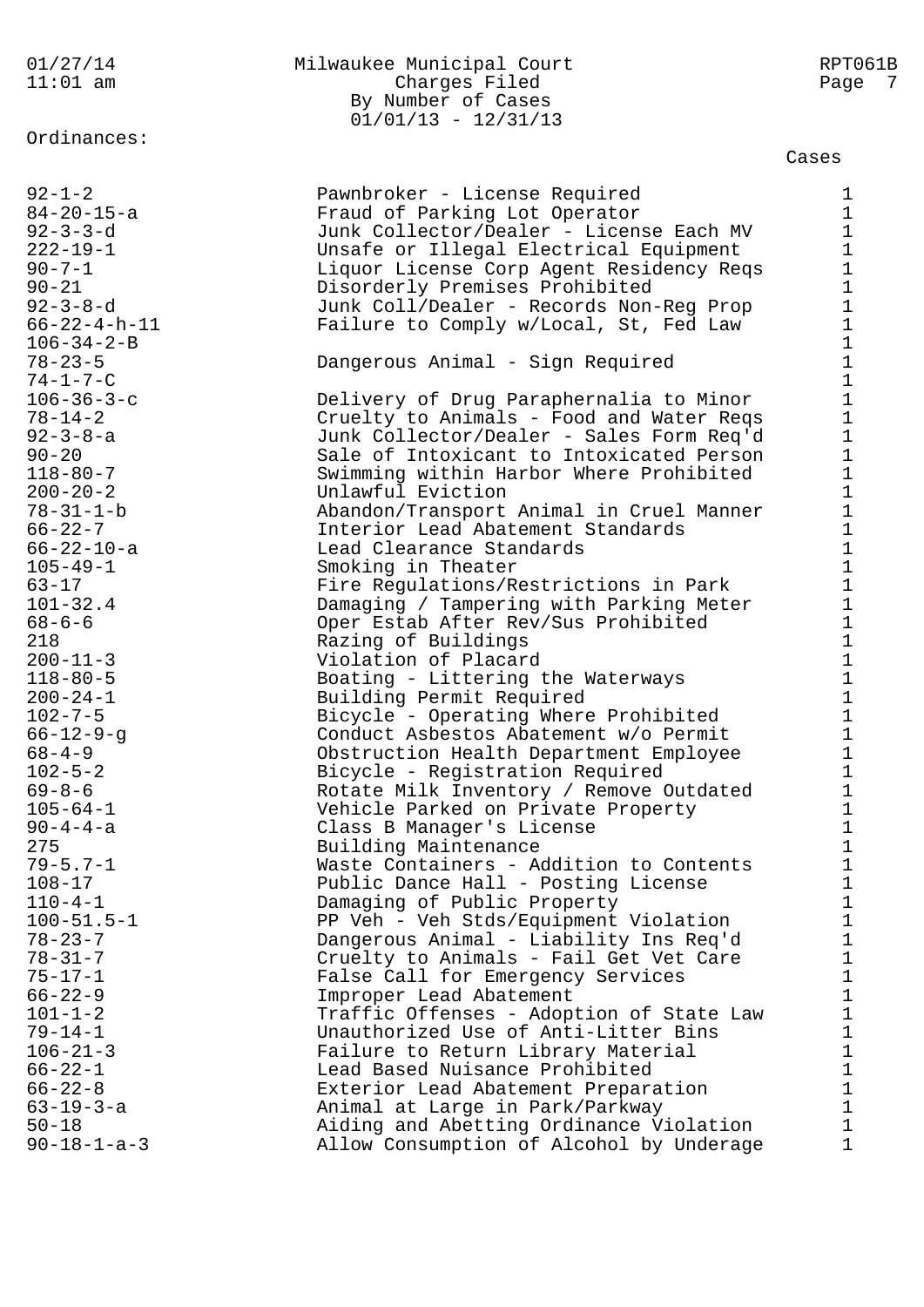Milwaukee Municipal Court
Charges Filed
By Number of Cases
01/01/13 - 12/31/13

Ordinances:

| Ordinance | Description | Cases |
|---|---|---|
| 92-1-2 | Pawnbroker - License Required | 1 |
| 84-20-15-a | Fraud of Parking Lot Operator | 1 |
| 92-3-3-d | Junk Collector/Dealer - License Each MV | 1 |
| 222-19-1 | Unsafe or Illegal Electrical Equipment | 1 |
| 90-7-1 | Liquor License Corp Agent Residency Reqs | 1 |
| 90-21 | Disorderly Premises Prohibited | 1 |
| 92-3-8-d | Junk Coll/Dealer - Records Non-Reg Prop | 1 |
| 66-22-4-h-11 | Failure to Comply w/Local, St, Fed Law | 1 |
| 106-34-2-B | | 1 |
| 78-23-5 | Dangerous Animal - Sign Required | 1 |
| 74-1-7-C | | 1 |
| 106-36-3-c | Delivery of Drug Paraphernalia to Minor | 1 |
| 78-14-2 | Cruelty to Animals - Food and Water Reqs | 1 |
| 92-3-8-a | Junk Collector/Dealer - Sales Form Req'd | 1 |
| 90-20 | Sale of Intoxicant to Intoxicated Person | 1 |
| 118-80-7 | Swimming within Harbor Where Prohibited | 1 |
| 200-20-2 | Unlawful Eviction | 1 |
| 78-31-1-b | Abandon/Transport Animal in Cruel Manner | 1 |
| 66-22-7 | Interior Lead Abatement Standards | 1 |
| 66-22-10-a | Lead Clearance Standards | 1 |
| 105-49-1 | Smoking in Theater | 1 |
| 63-17 | Fire Regulations/Restrictions in Park | 1 |
| 101-32.4 | Damaging / Tampering with Parking Meter | 1 |
| 68-6-6 | Oper Estab After Rev/Sus Prohibited | 1 |
| 218 | Razing of Buildings | 1 |
| 200-11-3 | Violation of Placard | 1 |
| 118-80-5 | Boating - Littering the Waterways | 1 |
| 200-24-1 | Building Permit Required | 1 |
| 102-7-5 | Bicycle - Operating Where Prohibited | 1 |
| 66-12-9-g | Conduct Asbestos Abatement w/o Permit | 1 |
| 68-4-9 | Obstruction Health Department Employee | 1 |
| 102-5-2 | Bicycle - Registration Required | 1 |
| 69-8-6 | Rotate Milk Inventory / Remove Outdated | 1 |
| 105-64-1 | Vehicle Parked on Private Property | 1 |
| 90-4-4-a | Class B Manager's License | 1 |
| 275 | Building Maintenance | 1 |
| 79-5.7-1 | Waste Containers - Addition to Contents | 1 |
| 108-17 | Public Dance Hall - Posting License | 1 |
| 110-4-1 | Damaging of Public Property | 1 |
| 100-51.5-1 | PP Veh - Veh Stds/Equipment Violation | 1 |
| 78-23-7 | Dangerous Animal - Liability Ins Req'd | 1 |
| 78-31-7 | Cruelty to Animals - Fail Get Vet Care | 1 |
| 75-17-1 | False Call for Emergency Services | 1 |
| 66-22-9 | Improper Lead Abatement | 1 |
| 101-1-2 | Traffic Offenses - Adoption of State Law | 1 |
| 79-14-1 | Unauthorized Use of Anti-Litter Bins | 1 |
| 106-21-3 | Failure to Return Library Material | 1 |
| 66-22-1 | Lead Based Nuisance Prohibited | 1 |
| 66-22-8 | Exterior Lead Abatement Preparation | 1 |
| 63-19-3-a | Animal at Large in Park/Parkway | 1 |
| 50-18 | Aiding and Abetting Ordinance Violation | 1 |
| 90-18-1-a-3 | Allow Consumption of Alcohol by Underage | 1 |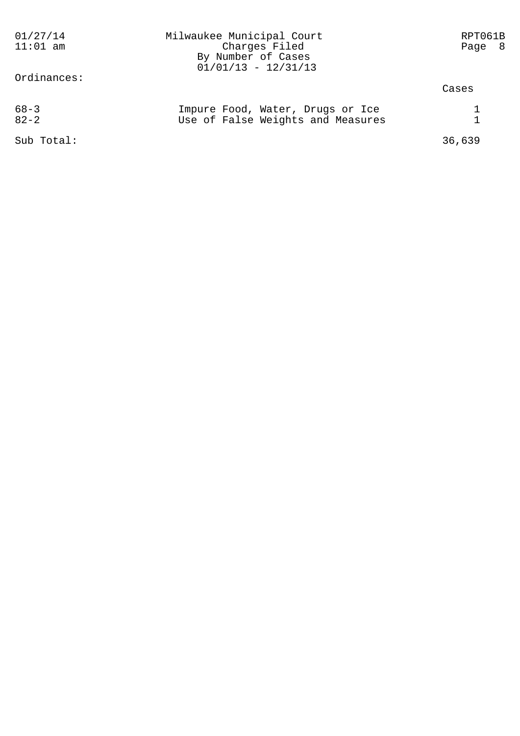Milwaukee Municipal Court
Charges Filed
By Number of Cases
01/01/13 - 12/31/13

Ordinances:

| | | Cases |
|---|---|---|
| 68-3 | Impure Food, Water, Drugs or Ice | 1 |
| 82-2 | Use of False Weights and Measures | 1 |
| Sub Total: | | 36,639 |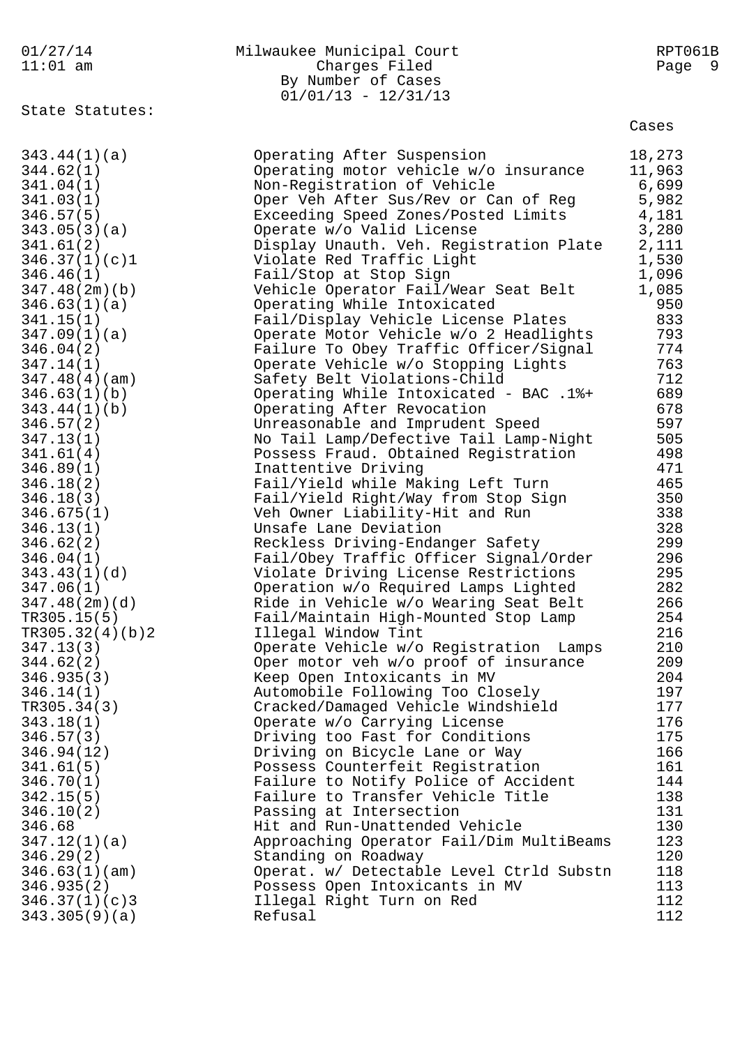Milwaukee Municipal Court
Charges Filed
By Number of Cases
01/01/13 - 12/31/13

State Statutes:

| Statute | Description | Cases |
| --- | --- | --- |
| 343.44(1)(a) | Operating After Suspension | 18,273 |
| 344.62(1) | Operating motor vehicle w/o insurance | 11,963 |
| 341.04(1) | Non-Registration of Vehicle | 6,699 |
| 341.03(1) | Oper Veh After Sus/Rev or Can of Reg | 5,982 |
| 346.57(5) | Exceeding Speed Zones/Posted Limits | 4,181 |
| 343.05(3)(a) | Operate w/o Valid License | 3,280 |
| 341.61(2) | Display Unauth. Veh. Registration Plate | 2,111 |
| 346.37(1)(c)1 | Violate Red Traffic Light | 1,530 |
| 346.46(1) | Fail/Stop at Stop Sign | 1,096 |
| 347.48(2m)(b) | Vehicle Operator Fail/Wear Seat Belt | 1,085 |
| 346.63(1)(a) | Operating While Intoxicated | 950 |
| 341.15(1) | Fail/Display Vehicle License Plates | 833 |
| 347.09(1)(a) | Operate Motor Vehicle w/o 2 Headlights | 793 |
| 346.04(2) | Failure To Obey Traffic Officer/Signal | 774 |
| 347.14(1) | Operate Vehicle w/o Stopping Lights | 763 |
| 347.48(4)(am) | Safety Belt Violations-Child | 712 |
| 346.63(1)(b) | Operating While Intoxicated - BAC .1%+ | 689 |
| 343.44(1)(b) | Operating After Revocation | 678 |
| 346.57(2) | Unreasonable and Imprudent Speed | 597 |
| 347.13(1) | No Tail Lamp/Defective Tail Lamp-Night | 505 |
| 341.61(4) | Possess Fraud. Obtained Registration | 498 |
| 346.89(1) | Inattentive Driving | 471 |
| 346.18(2) | Fail/Yield while Making Left Turn | 465 |
| 346.18(3) | Fail/Yield Right/Way from Stop Sign | 350 |
| 346.675(1) | Veh Owner Liability-Hit and Run | 338 |
| 346.13(1) | Unsafe Lane Deviation | 328 |
| 346.62(2) | Reckless Driving-Endanger Safety | 299 |
| 346.04(1) | Fail/Obey Traffic Officer Signal/Order | 296 |
| 343.43(1)(d) | Violate Driving License Restrictions | 295 |
| 347.06(1) | Operation w/o Required Lamps Lighted | 282 |
| 347.48(2m)(d) | Ride in Vehicle w/o Wearing Seat Belt | 266 |
| TR305.15(5) | Fail/Maintain High-Mounted Stop Lamp | 254 |
| TR305.32(4)(b)2 | Illegal Window Tint | 216 |
| 347.13(3) | Operate Vehicle w/o Registration Lamps | 210 |
| 344.62(2) | Oper motor veh w/o proof of insurance | 209 |
| 346.935(3) | Keep Open Intoxicants in MV | 204 |
| 346.14(1) | Automobile Following Too Closely | 197 |
| TR305.34(3) | Cracked/Damaged Vehicle Windshield | 177 |
| 343.18(1) | Operate w/o Carrying License | 176 |
| 346.57(3) | Driving too Fast for Conditions | 175 |
| 346.94(12) | Driving on Bicycle Lane or Way | 166 |
| 341.61(5) | Possess Counterfeit Registration | 161 |
| 346.70(1) | Failure to Notify Police of Accident | 144 |
| 342.15(5) | Failure to Transfer Vehicle Title | 138 |
| 346.10(2) | Passing at Intersection | 131 |
| 346.68 | Hit and Run-Unattended Vehicle | 130 |
| 347.12(1)(a) | Approaching Operator Fail/Dim MultiBeams | 123 |
| 346.29(2) | Standing on Roadway | 120 |
| 346.63(1)(am) | Operat. w/ Detectable Level Ctrld Substn | 118 |
| 346.935(2) | Possess Open Intoxicants in MV | 113 |
| 346.37(1)(c)3 | Illegal Right Turn on Red | 112 |
| 343.305(9)(a) | Refusal | 112 |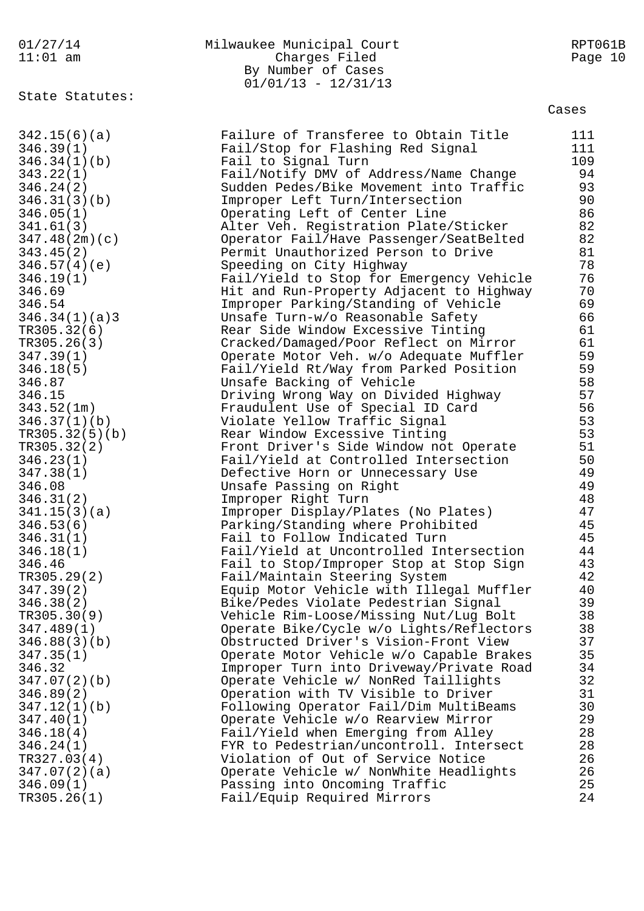Milwaukee Municipal Court
Charges Filed
By Number of Cases
01/01/13 - 12/31/13

State Statutes:

| Statute | Description | Cases |
|---|---|---|
| 342.15(6)(a) | Failure of Transferee to Obtain Title | 111 |
| 346.39(1) | Fail/Stop for Flashing Red Signal | 111 |
| 346.34(1)(b) | Fail to Signal Turn | 109 |
| 343.22(1) | Fail/Notify DMV of Address/Name Change | 94 |
| 346.24(2) | Sudden Pedes/Bike Movement into Traffic | 93 |
| 346.31(3)(b) | Improper Left Turn/Intersection | 90 |
| 346.05(1) | Operating Left of Center Line | 86 |
| 341.61(3) | Alter Veh. Registration Plate/Sticker | 82 |
| 347.48(2m)(c) | Operator Fail/Have Passenger/SeatBelted | 82 |
| 343.45(2) | Permit Unauthorized Person to Drive | 81 |
| 346.57(4)(e) | Speeding on City Highway | 78 |
| 346.19(1) | Fail/Yield to Stop for Emergency Vehicle | 76 |
| 346.69 | Hit and Run-Property Adjacent to Highway | 70 |
| 346.54 | Improper Parking/Standing of Vehicle | 69 |
| 346.34(1)(a)3 | Unsafe Turn-w/o Reasonable Safety | 66 |
| TR305.32(6) | Rear Side Window Excessive Tinting | 61 |
| TR305.26(3) | Cracked/Damaged/Poor Reflect on Mirror | 61 |
| 347.39(1) | Operate Motor Veh. w/o Adequate Muffler | 59 |
| 346.18(5) | Fail/Yield Rt/Way from Parked Position | 59 |
| 346.87 | Unsafe Backing of Vehicle | 58 |
| 346.15 | Driving Wrong Way on Divided Highway | 57 |
| 343.52(1m) | Fraudulent Use of Special ID Card | 56 |
| 346.37(1)(b) | Violate Yellow Traffic Signal | 53 |
| TR305.32(5)(b) | Rear Window Excessive Tinting | 53 |
| TR305.32(2) | Front Driver's Side Window not Operate | 51 |
| 346.23(1) | Fail/Yield at Controlled Intersection | 50 |
| 347.38(1) | Defective Horn or Unnecessary Use | 49 |
| 346.08 | Unsafe Passing on Right | 49 |
| 346.31(2) | Improper Right Turn | 48 |
| 341.15(3)(a) | Improper Display/Plates (No Plates) | 47 |
| 346.53(6) | Parking/Standing where Prohibited | 45 |
| 346.31(1) | Fail to Follow Indicated Turn | 45 |
| 346.18(1) | Fail/Yield at Uncontrolled Intersection | 44 |
| 346.46 | Fail to Stop/Improper Stop at Stop Sign | 43 |
| TR305.29(2) | Fail/Maintain Steering System | 42 |
| 347.39(2) | Equip Motor Vehicle with Illegal Muffler | 40 |
| 346.38(2) | Bike/Pedes Violate Pedestrian Signal | 39 |
| TR305.30(9) | Vehicle Rim-Loose/Missing Nut/Lug Bolt | 38 |
| 347.489(1) | Operate Bike/Cycle w/o Lights/Reflectors | 38 |
| 346.88(3)(b) | Obstructed Driver's Vision-Front View | 37 |
| 347.35(1) | Operate Motor Vehicle w/o Capable Brakes | 35 |
| 346.32 | Improper Turn into Driveway/Private Road | 34 |
| 347.07(2)(b) | Operate Vehicle w/ NonRed Taillights | 32 |
| 346.89(2) | Operation with TV Visible to Driver | 31 |
| 347.12(1)(b) | Following Operator Fail/Dim MultiBeams | 30 |
| 347.40(1) | Operate Vehicle w/o Rearview Mirror | 29 |
| 346.18(4) | Fail/Yield when Emerging from Alley | 28 |
| 346.24(1) | FYR to Pedestrian/uncontroll. Intersect | 28 |
| TR327.03(4) | Violation of Out of Service Notice | 26 |
| 347.07(2)(a) | Operate Vehicle w/ NonWhite Headlights | 26 |
| 346.09(1) | Passing into Oncoming Traffic | 25 |
| TR305.26(1) | Fail/Equip Required Mirrors | 24 |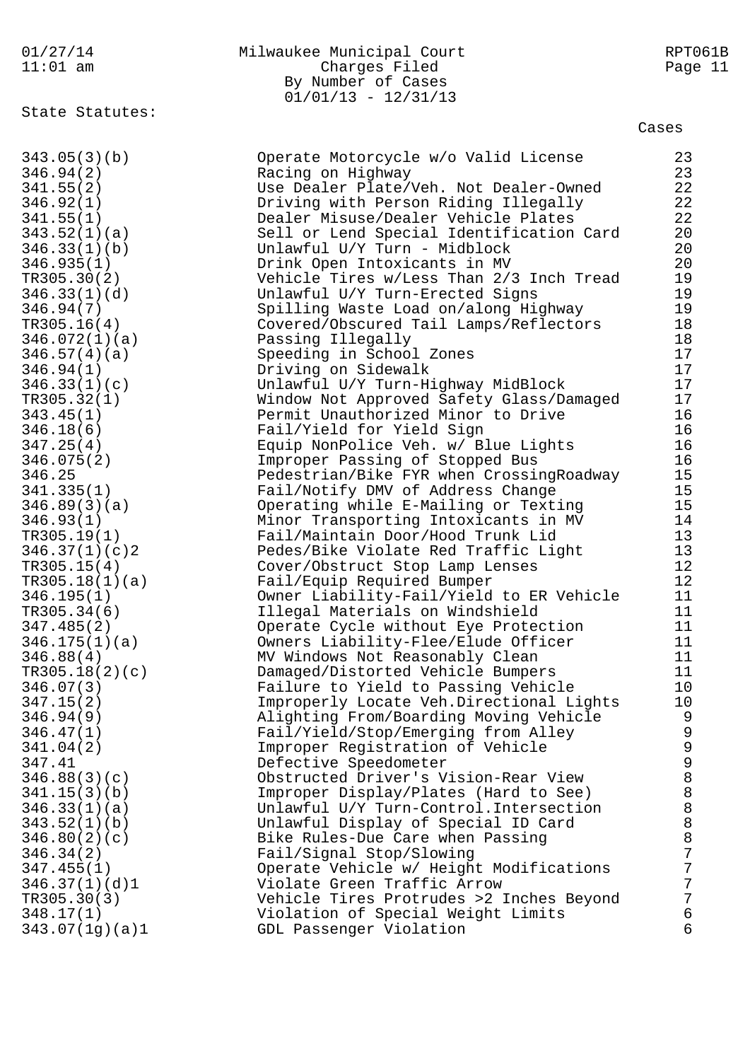Milwaukee Municipal Court
Charges Filed
By Number of Cases
01/01/13 - 12/31/13

State Statutes:

| Statute | Description | Cases |
|---|---|---|
| 343.05(3)(b) | Operate Motorcycle w/o Valid License | 23 |
| 346.94(2) | Racing on Highway | 23 |
| 341.55(2) | Use Dealer Plate/Veh. Not Dealer-Owned | 22 |
| 346.92(1) | Driving with Person Riding Illegally | 22 |
| 341.55(1) | Dealer Misuse/Dealer Vehicle Plates | 22 |
| 343.52(1)(a) | Sell or Lend Special Identification Card | 20 |
| 346.33(1)(b) | Unlawful U/Y Turn - Midblock | 20 |
| 346.935(1) | Drink Open Intoxicants in MV | 20 |
| TR305.30(2) | Vehicle Tires w/Less Than 2/3 Inch Tread | 19 |
| 346.33(1)(d) | Unlawful U/Y Turn-Erected Signs | 19 |
| 346.94(7) | Spilling Waste Load on/along Highway | 19 |
| TR305.16(4) | Covered/Obscured Tail Lamps/Reflectors | 18 |
| 346.072(1)(a) | Passing Illegally | 18 |
| 346.57(4)(a) | Speeding in School Zones | 17 |
| 346.94(1) | Driving on Sidewalk | 17 |
| 346.33(1)(c) | Unlawful U/Y Turn-Highway MidBlock | 17 |
| TR305.32(1) | Window Not Approved Safety Glass/Damaged | 17 |
| 343.45(1) | Permit Unauthorized Minor to Drive | 16 |
| 346.18(6) | Fail/Yield for Yield Sign | 16 |
| 347.25(4) | Equip NonPolice Veh. w/ Blue Lights | 16 |
| 346.075(2) | Improper Passing of Stopped Bus | 16 |
| 346.25 | Pedestrian/Bike FYR when CrossingRoadway | 15 |
| 341.335(1) | Fail/Notify DMV of Address Change | 15 |
| 346.89(3)(a) | Operating while E-Mailing or Texting | 15 |
| 346.93(1) | Minor Transporting Intoxicants in MV | 14 |
| TR305.19(1) | Fail/Maintain Door/Hood Trunk Lid | 13 |
| 346.37(1)(c)2 | Pedes/Bike Violate Red Traffic Light | 13 |
| TR305.15(4) | Cover/Obstruct Stop Lamp Lenses | 12 |
| TR305.18(1)(a) | Fail/Equip Required Bumper | 12 |
| 346.195(1) | Owner Liability-Fail/Yield to ER Vehicle | 11 |
| TR305.34(6) | Illegal Materials on Windshield | 11 |
| 347.485(2) | Operate Cycle without Eye Protection | 11 |
| 346.175(1)(a) | Owners Liability-Flee/Elude Officer | 11 |
| 346.88(4) | MV Windows Not Reasonably Clean | 11 |
| TR305.18(2)(c) | Damaged/Distorted Vehicle Bumpers | 11 |
| 346.07(3) | Failure to Yield to Passing Vehicle | 10 |
| 347.15(2) | Improperly Locate Veh.Directional Lights | 10 |
| 346.94(9) | Alighting From/Boarding Moving Vehicle | 9 |
| 346.47(1) | Fail/Yield/Stop/Emerging from Alley | 9 |
| 341.04(2) | Improper Registration of Vehicle | 9 |
| 347.41 | Defective Speedometer | 9 |
| 346.88(3)(c) | Obstructed Driver's Vision-Rear View | 8 |
| 341.15(3)(b) | Improper Display/Plates (Hard to See) | 8 |
| 346.33(1)(a) | Unlawful U/Y Turn-Control.Intersection | 8 |
| 343.52(1)(b) | Unlawful Display of Special ID Card | 8 |
| 346.80(2)(c) | Bike Rules-Due Care when Passing | 8 |
| 346.34(2) | Fail/Signal Stop/Slowing | 7 |
| 347.455(1) | Operate Vehicle w/ Height Modifications | 7 |
| 346.37(1)(d)1 | Violate Green Traffic Arrow | 7 |
| TR305.30(3) | Vehicle Tires Protrudes >2 Inches Beyond | 7 |
| 348.17(1) | Violation of Special Weight Limits | 6 |
| 343.07(1g)(a)1 | GDL Passenger Violation | 6 |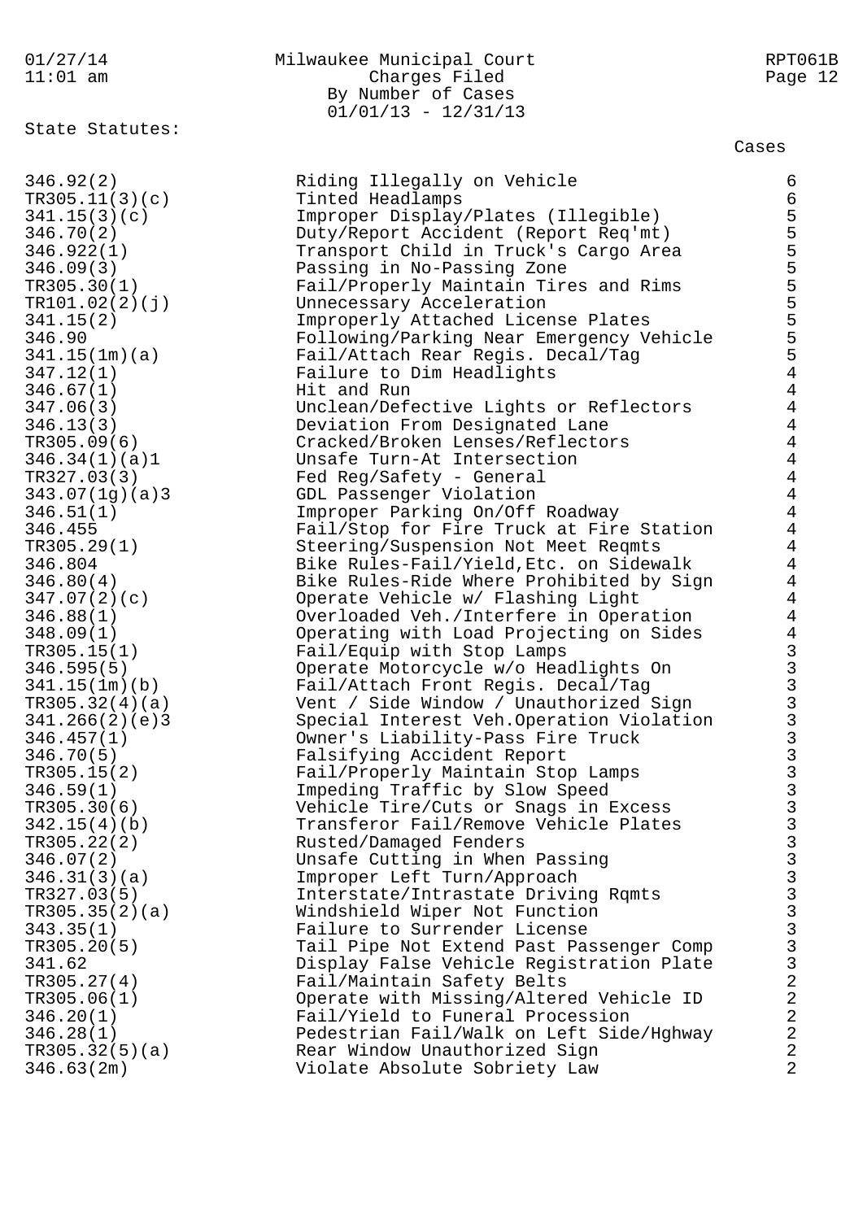State Statutes:

| Statute | Description | Cases |
|---|---|---|
| 346.92(2) | Riding Illegally on Vehicle | 6 |
| TR305.11(3)(c) | Tinted Headlamps | 6 |
| 341.15(3)(c) | Improper Display/Plates (Illegible) | 5 |
| 346.70(2) | Duty/Report Accident (Report Req'mt) | 5 |
| 346.922(1) | Transport Child in Truck's Cargo Area | 5 |
| 346.09(3) | Passing in No-Passing Zone | 5 |
| TR305.30(1) | Fail/Properly Maintain Tires and Rims | 5 |
| TR101.02(2)(j) | Unnecessary Acceleration | 5 |
| 341.15(2) | Improperly Attached License Plates | 5 |
| 346.90 | Following/Parking Near Emergency Vehicle | 5 |
| 341.15(1m)(a) | Fail/Attach Rear Regis. Decal/Tag | 5 |
| 347.12(1) | Failure to Dim Headlights | 4 |
| 346.67(1) | Hit and Run | 4 |
| 347.06(3) | Unclean/Defective Lights or Reflectors | 4 |
| 346.13(3) | Deviation From Designated Lane | 4 |
| TR305.09(6) | Cracked/Broken Lenses/Reflectors | 4 |
| 346.34(1)(a)1 | Unsafe Turn-At Intersection | 4 |
| TR327.03(3) | Fed Reg/Safety - General | 4 |
| 343.07(1g)(a)3 | GDL Passenger Violation | 4 |
| 346.51(1) | Improper Parking On/Off Roadway | 4 |
| 346.455 | Fail/Stop for Fire Truck at Fire Station | 4 |
| TR305.29(1) | Steering/Suspension Not Meet Reqmts | 4 |
| 346.804 | Bike Rules-Fail/Yield,Etc. on Sidewalk | 4 |
| 346.80(4) | Bike Rules-Ride Where Prohibited by Sign | 4 |
| 347.07(2)(c) | Operate Vehicle w/ Flashing Light | 4 |
| 346.88(1) | Overloaded Veh./Interfere in Operation | 4 |
| 348.09(1) | Operating with Load Projecting on Sides | 4 |
| TR305.15(1) | Fail/Equip with Stop Lamps | 3 |
| 346.595(5) | Operate Motorcycle w/o Headlights On | 3 |
| 341.15(1m)(b) | Fail/Attach Front Regis. Decal/Tag | 3 |
| TR305.32(4)(a) | Vent / Side Window / Unauthorized Sign | 3 |
| 341.266(2)(e)3 | Special Interest Veh.Operation Violation | 3 |
| 346.457(1) | Owner's Liability-Pass Fire Truck | 3 |
| 346.70(5) | Falsifying Accident Report | 3 |
| TR305.15(2) | Fail/Properly Maintain Stop Lamps | 3 |
| 346.59(1) | Impeding Traffic by Slow Speed | 3 |
| TR305.30(6) | Vehicle Tire/Cuts or Snags in Excess | 3 |
| 342.15(4)(b) | Transferor Fail/Remove Vehicle Plates | 3 |
| TR305.22(2) | Rusted/Damaged Fenders | 3 |
| 346.07(2) | Unsafe Cutting in When Passing | 3 |
| 346.31(3)(a) | Improper Left Turn/Approach | 3 |
| TR327.03(5) | Interstate/Intrastate Driving Rqmts | 3 |
| TR305.35(2)(a) | Windshield Wiper Not Function | 3 |
| 343.35(1) | Failure to Surrender License | 3 |
| TR305.20(5) | Tail Pipe Not Extend Past Passenger Comp | 3 |
| 341.62 | Display False Vehicle Registration Plate | 3 |
| TR305.27(4) | Fail/Maintain Safety Belts | 2 |
| TR305.06(1) | Operate with Missing/Altered Vehicle ID | 2 |
| 346.20(1) | Fail/Yield to Funeral Procession | 2 |
| 346.28(1) | Pedestrian Fail/Walk on Left Side/Hghway | 2 |
| TR305.32(5)(a) | Rear Window Unauthorized Sign | 2 |
| 346.63(2m) | Violate Absolute Sobriety Law | 2 |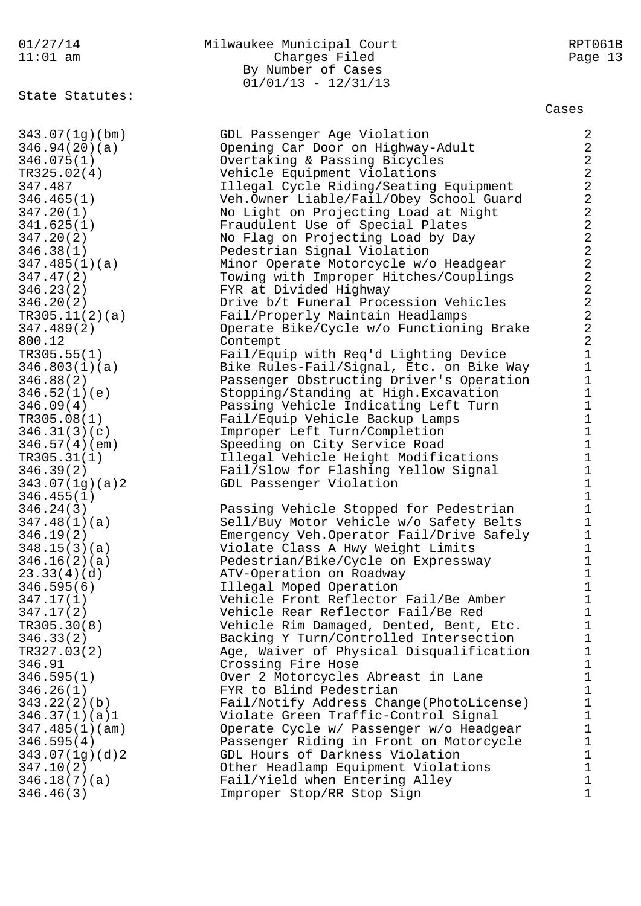Milwaukee Municipal Court
Charges Filed
By Number of Cases
01/01/13 - 12/31/13

State Statutes:

| Statute | Description | Cases |
|---|---|---|
| 343.07(1g)(bm) | GDL Passenger Age Violation | 2 |
| 346.94(20)(a) | Opening Car Door on Highway-Adult | 2 |
| 346.075(1) | Overtaking & Passing Bicycles | 2 |
| TR325.02(4) | Vehicle Equipment Violations | 2 |
| 347.487 | Illegal Cycle Riding/Seating Equipment | 2 |
| 346.465(1) | Veh.Owner Liable/Fail/Obey School Guard | 2 |
| 347.20(1) | No Light on Projecting Load at Night | 2 |
| 341.625(1) | Fraudulent Use of Special Plates | 2 |
| 347.20(2) | No Flag on Projecting Load by Day | 2 |
| 346.38(1) | Pedestrian Signal Violation | 2 |
| 347.485(1)(a) | Minor Operate Motorcycle w/o Headgear | 2 |
| 347.47(2) | Towing with Improper Hitches/Couplings | 2 |
| 346.23(2) | FYR at Divided Highway | 2 |
| 346.20(2) | Drive b/t Funeral Procession Vehicles | 2 |
| TR305.11(2)(a) | Fail/Properly Maintain Headlamps | 2 |
| 347.489(2) | Operate Bike/Cycle w/o Functioning Brake | 2 |
| 800.12 | Contempt | 2 |
| TR305.55(1) | Fail/Equip with Req'd Lighting Device | 1 |
| 346.803(1)(a) | Bike Rules-Fail/Signal, Etc. on Bike Way | 1 |
| 346.88(2) | Passenger Obstructing Driver's Operation | 1 |
| 346.52(1)(e) | Stopping/Standing at High.Excavation | 1 |
| 346.09(4) | Passing Vehicle Indicating Left Turn | 1 |
| TR305.08(1) | Fail/Equip Vehicle Backup Lamps | 1 |
| 346.31(3)(c) | Improper Left Turn/Completion | 1 |
| 346.57(4)(em) | Speeding on City Service Road | 1 |
| TR305.31(1) | Illegal Vehicle Height Modifications | 1 |
| 346.39(2) | Fail/Slow for Flashing Yellow Signal | 1 |
| 343.07(1g)(a)2 | GDL Passenger Violation | 1 |
| 346.455(1) | | 1 |
| 346.24(3) | Passing Vehicle Stopped for Pedestrian | 1 |
| 347.48(1)(a) | Sell/Buy Motor Vehicle w/o Safety Belts | 1 |
| 346.19(2) | Emergency Veh.Operator Fail/Drive Safely | 1 |
| 348.15(3)(a) | Violate Class A Hwy Weight Limits | 1 |
| 346.16(2)(a) | Pedestrian/Bike/Cycle on Expressway | 1 |
| 23.33(4)(d) | ATV-Operation on Roadway | 1 |
| 346.595(6) | Illegal Moped Operation | 1 |
| 347.17(1) | Vehicle Front Reflector Fail/Be Amber | 1 |
| 347.17(2) | Vehicle Rear Reflector Fail/Be Red | 1 |
| TR305.30(8) | Vehicle Rim Damaged, Dented, Bent, Etc. | 1 |
| 346.33(2) | Backing Y Turn/Controlled Intersection | 1 |
| TR327.03(2) | Age, Waiver of Physical Disqualification | 1 |
| 346.91 | Crossing Fire Hose | 1 |
| 346.595(1) | Over 2 Motorcycles Abreast in Lane | 1 |
| 346.26(1) | FYR to Blind Pedestrian | 1 |
| 343.22(2)(b) | Fail/Notify Address Change(PhotoLicense) | 1 |
| 346.37(1)(a)1 | Violate Green Traffic-Control Signal | 1 |
| 347.485(1)(am) | Operate Cycle w/ Passenger w/o Headgear | 1 |
| 346.595(4) | Passenger Riding in Front on Motorcycle | 1 |
| 343.07(1g)(d)2 | GDL Hours of Darkness Violation | 1 |
| 347.10(2) | Other Headlamp Equipment Violations | 1 |
| 346.18(7)(a) | Fail/Yield when Entering Alley | 1 |
| 346.46(3) | Improper Stop/RR Stop Sign | 1 |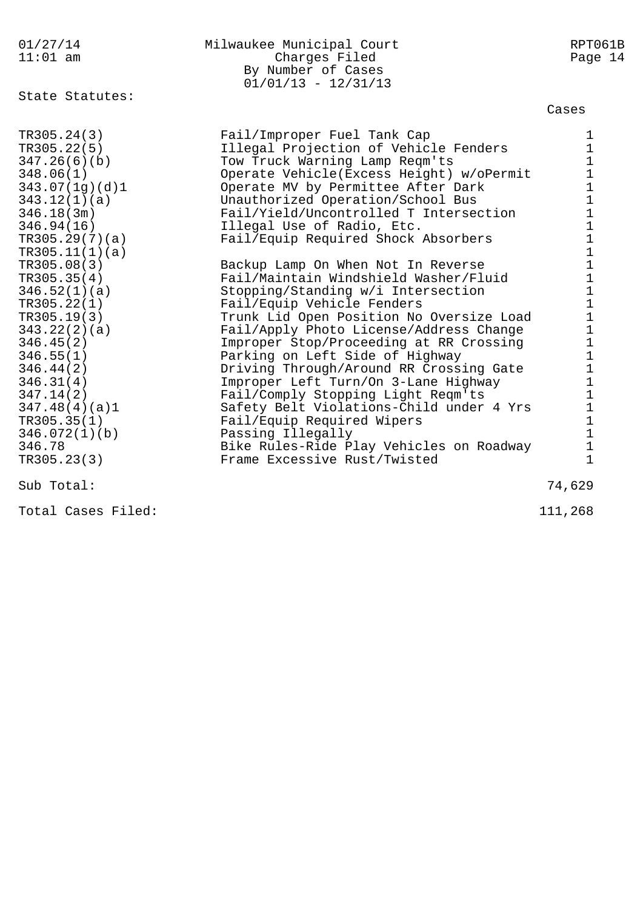Milwaukee Municipal Court
Charges Filed
By Number of Cases
01/01/13 - 12/31/13

RPT061B

State Statutes:

| | | Cases |
|---|---|---|
| TR305.24(3) | Fail/Improper Fuel Tank Cap | 1 |
| TR305.22(5) | Illegal Projection of Vehicle Fenders | 1 |
| 347.26(6)(b) | Tow Truck Warning Lamp Reqm'ts | 1 |
| 348.06(1) | Operate Vehicle(Excess Height) w/oPermit | 1 |
| 343.07(1g)(d)1 | Operate MV by Permittee After Dark | 1 |
| 343.12(1)(a) | Unauthorized Operation/School Bus | 1 |
| 346.18(3m) | Fail/Yield/Uncontrolled T Intersection | 1 |
| 346.94(16) | Illegal Use of Radio, Etc. | 1 |
| TR305.29(7)(a) | Fail/Equip Required Shock Absorbers | 1 |
| TR305.11(1)(a) | | 1 |
| TR305.08(3) | Backup Lamp On When Not In Reverse | 1 |
| TR305.35(4) | Fail/Maintain Windshield Washer/Fluid | 1 |
| 346.52(1)(a) | Stopping/Standing w/i Intersection | 1 |
| TR305.22(1) | Fail/Equip Vehicle Fenders | 1 |
| TR305.19(3) | Trunk Lid Open Position No Oversize Load | 1 |
| 343.22(2)(a) | Fail/Apply Photo License/Address Change | 1 |
| 346.45(2) | Improper Stop/Proceeding at RR Crossing | 1 |
| 346.55(1) | Parking on Left Side of Highway | 1 |
| 346.44(2) | Driving Through/Around RR Crossing Gate | 1 |
| 346.31(4) | Improper Left Turn/On 3-Lane Highway | 1 |
| 347.14(2) | Fail/Comply Stopping Light Reqm'ts | 1 |
| 347.48(4)(a)1 | Safety Belt Violations-Child under 4 Yrs | 1 |
| TR305.35(1) | Fail/Equip Required Wipers | 1 |
| 346.072(1)(b) | Passing Illegally | 1 |
| 346.78 | Bike Rules-Ride Play Vehicles on Roadway | 1 |
| TR305.23(3) | Frame Excessive Rust/Twisted | 1 |
| Sub Total: | | 74,629 |
| Total Cases Filed: | | 111,268 |